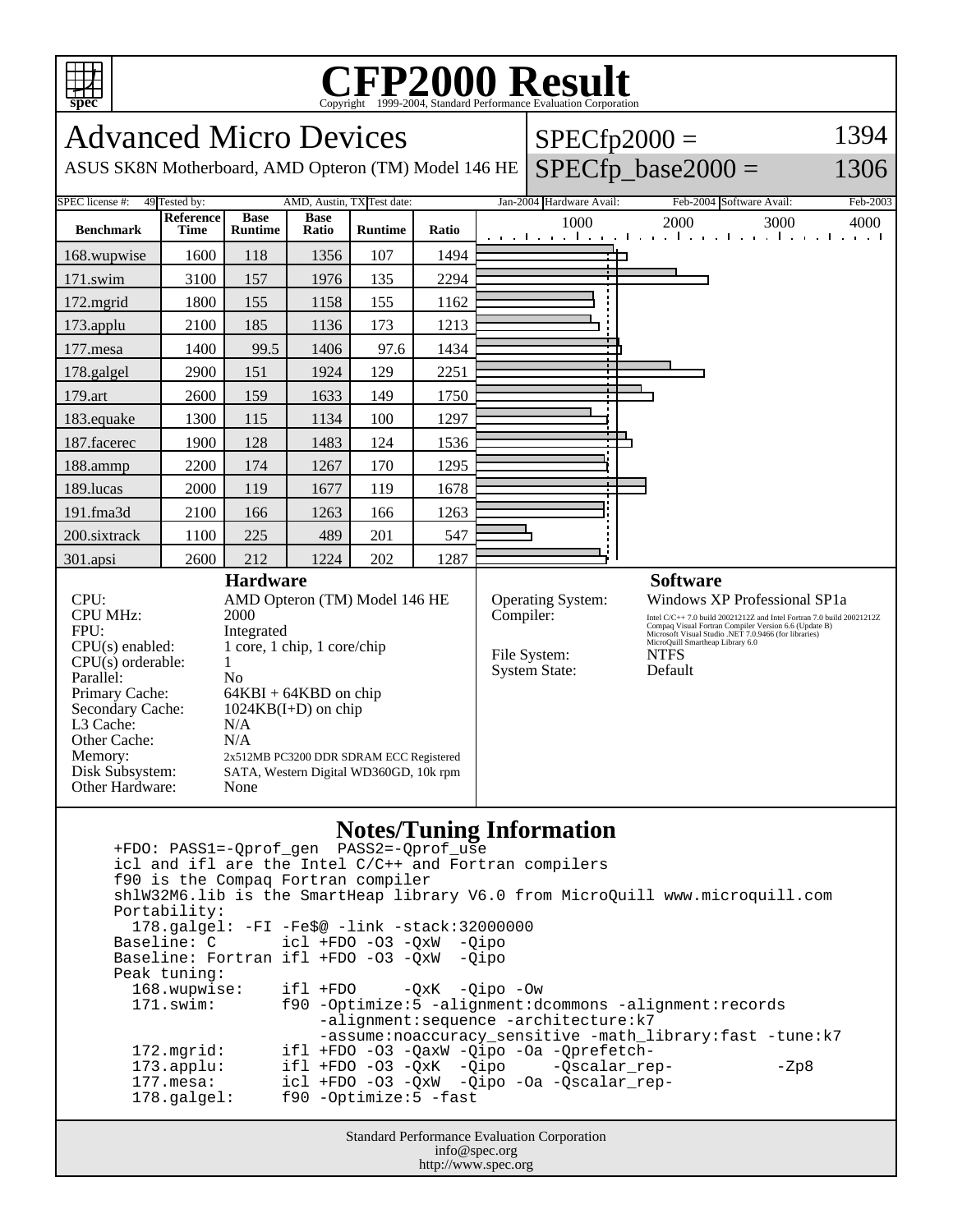# CFP2000 Result

Copyright 1999-2004, Standard Performance Evaluation Corporation

## Advanced Micro Devices

ASUS SK8N Motherboard, AMD Opteron (TM) Model 146 HE

SPECfp2000 = 1394

SPECfp_base2000 = 1306

SPEC license #: 49 | Tested by: AMD, Austin, TX | Test date: Jan-2004 | Hardware Avail: Feb-2004 | Software Avail: Feb-2003

| Benchmark | Reference Time | Base Runtime | Base Ratio | Runtime | Ratio |
|---|---|---|---|---|---|
| 168.wupwise | 1600 | 118 | 1356 | 107 | 1494 |
| 171.swim | 3100 | 157 | 1976 | 135 | 2294 |
| 172.mgrid | 1800 | 155 | 1158 | 155 | 1162 |
| 173.applu | 2100 | 185 | 1136 | 173 | 1213 |
| 177.mesa | 1400 | 99.5 | 1406 | 97.6 | 1434 |
| 178.galgel | 2900 | 151 | 1924 | 129 | 2251 |
| 179.art | 2600 | 159 | 1633 | 149 | 1750 |
| 183.equake | 1300 | 115 | 1134 | 100 | 1297 |
| 187.facerec | 1900 | 128 | 1483 | 124 | 1536 |
| 188.ammp | 2200 | 174 | 1267 | 170 | 1295 |
| 189.lucas | 2000 | 119 | 1677 | 119 | 1678 |
| 191.fma3d | 2100 | 166 | 1263 | 166 | 1263 |
| 200.sixtrack | 1100 | 225 | 489 | 201 | 547 |
| 301.apsi | 2600 | 212 | 1224 | 202 | 1287 |

### Hardware

- CPU: AMD Opteron (TM) Model 146 HE
- CPU MHz: 2000
- FPU: Integrated
- CPU(s) enabled: 1 core, 1 chip, 1 core/chip
- CPU(s) orderable: 1
- Parallel: No
- Primary Cache: 64KBI + 64KBD on chip
- Secondary Cache: 1024KB(I+D) on chip
- L3 Cache: N/A
- Other Cache: N/A
- Memory: 2x512MB PC3200 DDR SDRAM ECC Registered
- Disk Subsystem: SATA, Western Digital WD360GD, 10k rpm
- Other Hardware: None

### Software

- Operating System: Windows XP Professional SP1a
- Compiler: Intel C/C++ 7.0 build 20021212Z and Intel Fortran 7.0 build 20021212Z; Compaq Visual Fortran Compiler Version 6.6 (Update B); Microsoft Visual Studio .NET 7.0.9466 (for libraries); MicroQuill Smartheap Library 6.0
- File System: NTFS
- System State: Default

### Notes/Tuning Information

```
+FDO: PASS1=-Qprof_gen  PASS2=-Qprof_use
icl and ifl are the Intel C/C++ and Fortran compilers
f90 is the Compaq Fortran compiler
shlW32M6.lib is the SmartHeap library V6.0 from MicroQuill www.microquill.com
Portability:
  178.galgel: -FI -Fe$@ -link -stack:32000000
Baseline: C       icl +FDO -O3 -QxW  -Qipo
Baseline: Fortran ifl +FDO -O3 -QxW  -Qipo
Peak tuning:
  168.wupwise:    ifl +FDO     -QxK  -Qipo -Ow
  171.swim:       f90 -Optimize:5 -alignment:dcommons -alignment:records
                      -alignment:sequence -architecture:k7
                      -assume:noaccuracy_sensitive -math_library:fast -tune:k7
  172.mgrid:      ifl +FDO -O3 -QaxW -Qipo -Oa -Qprefetch-
  173.applu:      ifl +FDO -O3 -QxK  -Qipo     -Qscalar_rep-          -Zp8
  177.mesa:       icl +FDO -O3 -QxW  -Qipo -Oa -Qscalar_rep-
  178.galgel:     f90 -Optimize:5 -fast
```

Standard Performance Evaluation Corporation
info@spec.org
http://www.spec.org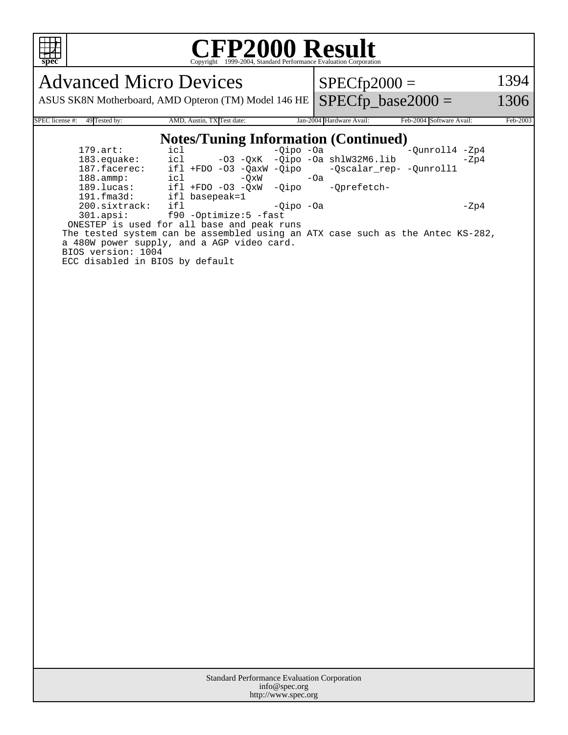# CFP2000 Result

Copyright 1999-2004, Standard Performance Evaluation Corporation

## Advanced Micro Devices

ASUS SK8N Motherboard, AMD Opteron (TM) Model 146 HE

SPECfp2000 = 1394

SPECfp_base2000 = 1306

SPEC license #: 49 Tested by: AMD, Austin, TX Test date: Jan-2004 Hardware Avail: Feb-2004 Software Avail: Feb-2003

### Notes/Tuning Information (Continued)

```
     179.art:        icl                 -Qipo -Oa                -Qunroll4 -Zp4
     183.equake:     icl      -O3 -QxK  -Qipo -Oa shlW32M6.lib            -Zp4
     187.facerec:    ifl +FDO -O3 -QaxW -Qipo     -Qscalar_rep- -Qunroll1
     188.ammp:       icl           -QxW        -Oa
     189.lucas:      ifl +FDO -O3 -QxW  -Qipo     -Qprefetch-
     191.fma3d:      ifl basepeak=1
     200.sixtrack:   ifl                 -Qipo -Oa                        -Zp4
     301.apsi:       f90 -Optimize:5 -fast
 ONESTEP is used for all base and peak runs
The tested system can be assembled using an ATX case such as the Antec KS-282,
a 480W power supply, and a AGP video card.
BIOS version: 1004
ECC disabled in BIOS by default
```

Standard Performance Evaluation Corporation
info@spec.org
http://www.spec.org